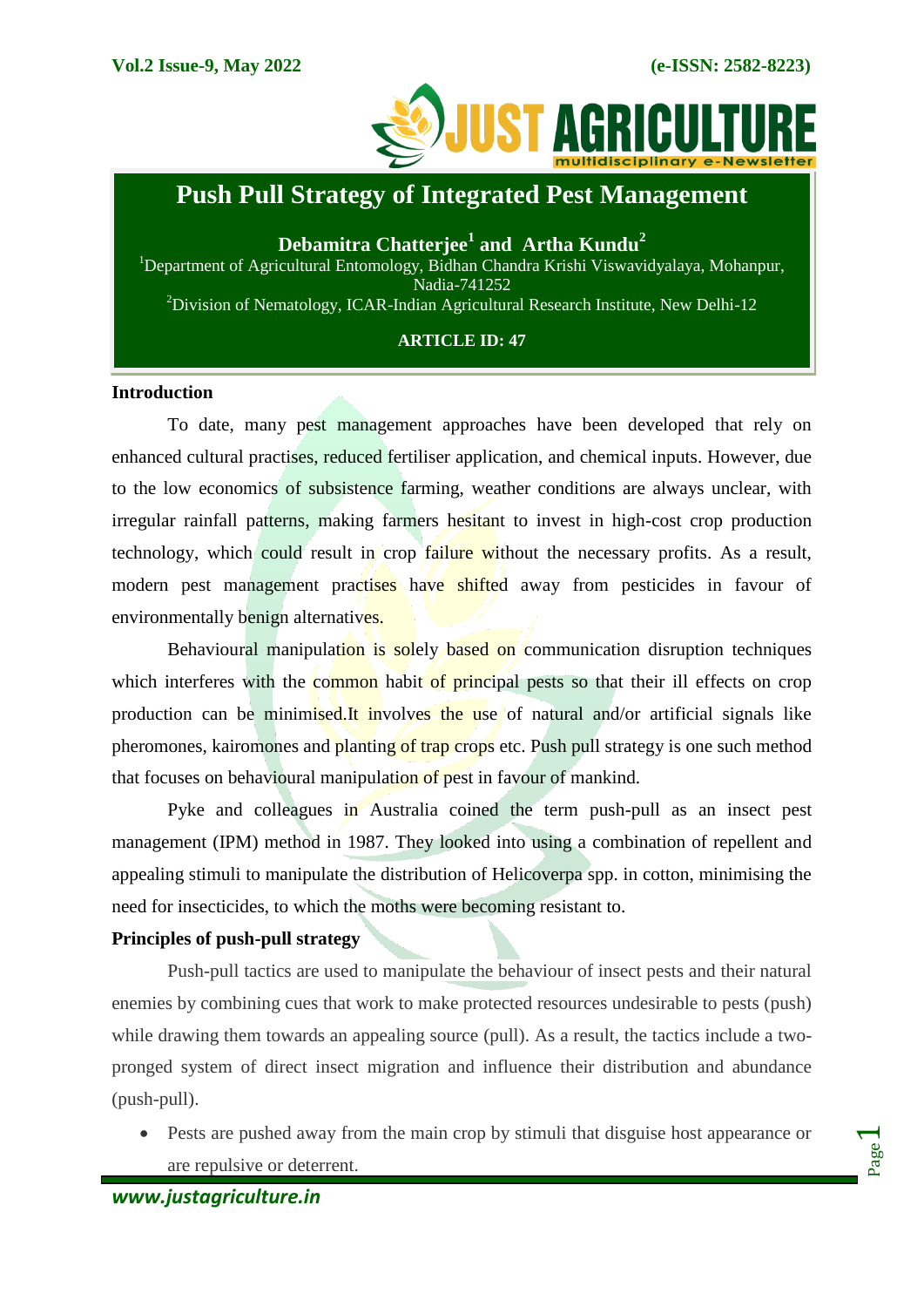# Push Pull Strategy of Integrated Pest Management

**Debamitra Chatterjee[1] and Artha Kundu[2]**

[1]Department of Agricultural Entomology, Bidhan Chandra Krishi Viswavidyalaya, Mohanpur, Nadia-741252

[2]Division of Nematology, ICAR-Indian Agricultural Research Institute, New Delhi-12

**ARTICLE ID: 47**

## Introduction

To date, many pest management approaches have been developed that rely on enhanced cultural practises, reduced fertiliser application, and chemical inputs. However, due to the low economics of subsistence farming, weather conditions are always unclear, with irregular rainfall patterns, making farmers hesitant to invest in high-cost crop production technology, which could result in crop failure without the necessary profits. As a result, modern pest management practises have shifted away from pesticides in favour of environmentally benign alternatives.

Behavioural manipulation is solely based on communication disruption techniques which interferes with the common habit of principal pests so that their ill effects on crop production can be minimised.It involves the use of natural and/or artificial signals like pheromones, kairomones and planting of trap crops etc. Push pull strategy is one such method that focuses on behavioural manipulation of pest in favour of mankind.

Pyke and colleagues in Australia coined the term push-pull as an insect pest management (IPM) method in 1987. They looked into using a combination of repellent and appealing stimuli to manipulate the distribution of Helicoverpa spp. in cotton, minimising the need for insecticides, to which the moths were becoming resistant to.

## Principles of push-pull strategy

Push-pull tactics are used to manipulate the behaviour of insect pests and their natural enemies by combining cues that work to make protected resources undesirable to pests (push) while drawing them towards an appealing source (pull). As a result, the tactics include a two-pronged system of direct insect migration and influence their distribution and abundance (push-pull).

- Pests are pushed away from the main crop by stimuli that disguise host appearance or are repulsive or deterrent.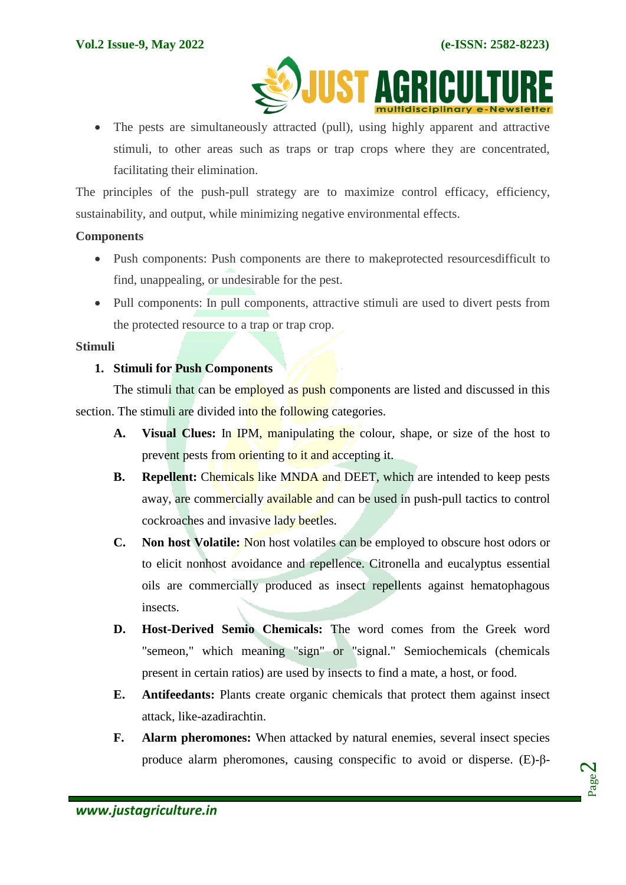- The pests are simultaneously attracted (pull), using highly apparent and attractive stimuli, to other areas such as traps or trap crops where they are concentrated, facilitating their elimination.

The principles of the push-pull strategy are to maximize control efficacy, efficiency, sustainability, and output, while minimizing negative environmental effects.

**Components**

- Push components: Push components are there to makeprotected resourcesdifficult to find, unappealing, or undesirable for the pest.
- Pull components: In pull components, attractive stimuli are used to divert pests from the protected resource to a trap or trap crop.

**Stimuli**

1. **Stimuli for Push Components**

The stimuli that can be employed as push components are listed and discussed in this section. The stimuli are divided into the following categories.

A. **Visual Clues:** In IPM, manipulating the colour, shape, or size of the host to prevent pests from orienting to it and accepting it.

B. **Repellent:** Chemicals like MNDA and DEET, which are intended to keep pests away, are commercially available and can be used in push-pull tactics to control cockroaches and invasive lady beetles.

C. **Non host Volatile:** Non host volatiles can be employed to obscure host odors or to elicit nonhost avoidance and repellence. Citronella and eucalyptus essential oils are commercially produced as insect repellents against hematophagous insects.

D. **Host-Derived Semio Chemicals:** The word comes from the Greek word "semeon," which meaning "sign" or "signal." Semiochemicals (chemicals present in certain ratios) are used by insects to find a mate, a host, or food.

E. **Antifeedants:** Plants create organic chemicals that protect them against insect attack, like-azadirachtin.

F. **Alarm pheromones:** When attacked by natural enemies, several insect species produce alarm pheromones, causing conspecific to avoid or disperse. (E)-β-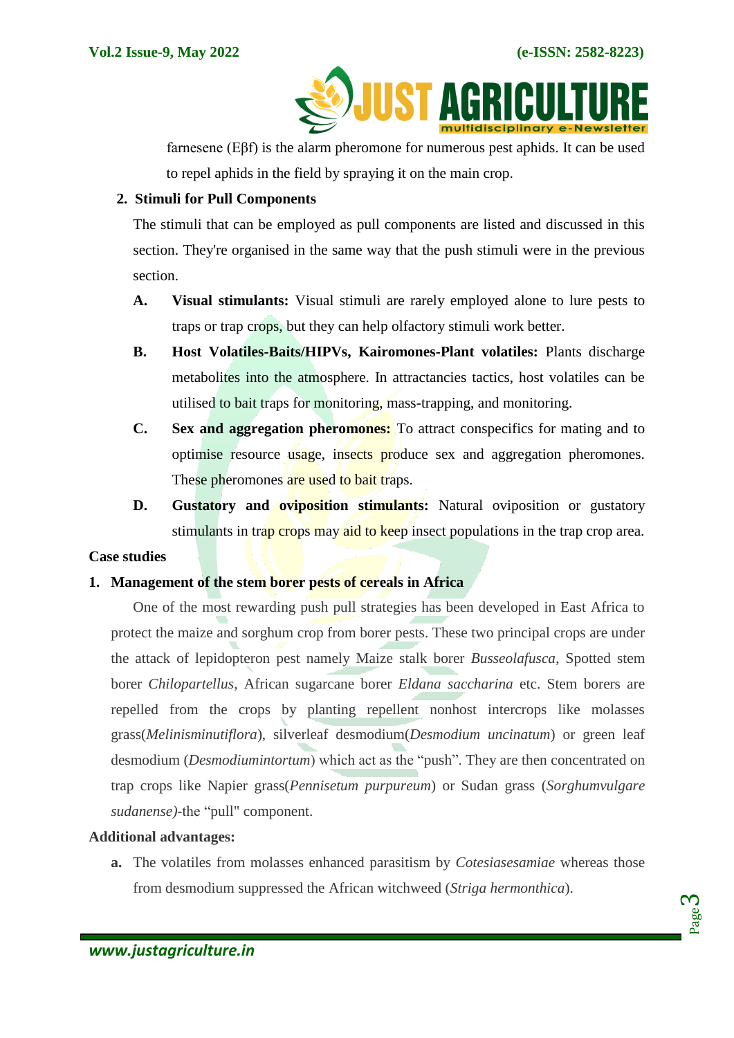farnesene (Eβf) is the alarm pheromone for numerous pest aphids. It can be used to repel aphids in the field by spraying it on the main crop.

2. **Stimuli for Pull Components**

The stimuli that can be employed as pull components are listed and discussed in this section. They're organised in the same way that the push stimuli were in the previous section.

A. **Visual stimulants:** Visual stimuli are rarely employed alone to lure pests to traps or trap crops, but they can help olfactory stimuli work better.

B. **Host Volatiles-Baits/HIPVs, Kairomones-Plant volatiles:** Plants discharge metabolites into the atmosphere. In attractancies tactics, host volatiles can be utilised to bait traps for monitoring, mass-trapping, and monitoring.

C. **Sex and aggregation pheromones:** To attract conspecifics for mating and to optimise resource usage, insects produce sex and aggregation pheromones. These pheromones are used to bait traps.

D. **Gustatory and oviposition stimulants:** Natural oviposition or gustatory stimulants in trap crops may aid to keep insect populations in the trap crop area.

**Case studies**

**1. Management of the stem borer pests of cereals in Africa**

One of the most rewarding push pull strategies has been developed in East Africa to protect the maize and sorghum crop from borer pests. These two principal crops are under the attack of lepidopteron pest namely Maize stalk borer *Busseolafusca*, Spotted stem borer *Chilopartellus*, African sugarcane borer *Eldana saccharina* etc. Stem borers are repelled from the crops by planting repellent nonhost intercrops like molasses grass(*Melinisminutiflora*), silverleaf desmodium(*Desmodium uncinatum*) or green leaf desmodium (*Desmodiumintortum*) which act as the “push”. They are then concentrated on trap crops like Napier grass(*Pennisetum purpureum*) or Sudan grass (*Sorghumvulgare sudanense)*-the “pull" component.

**Additional advantages:**

a. The volatiles from molasses enhanced parasitism by *Cotesiasesamiae* whereas those from desmodium suppressed the African witchweed (*Striga hermonthica*).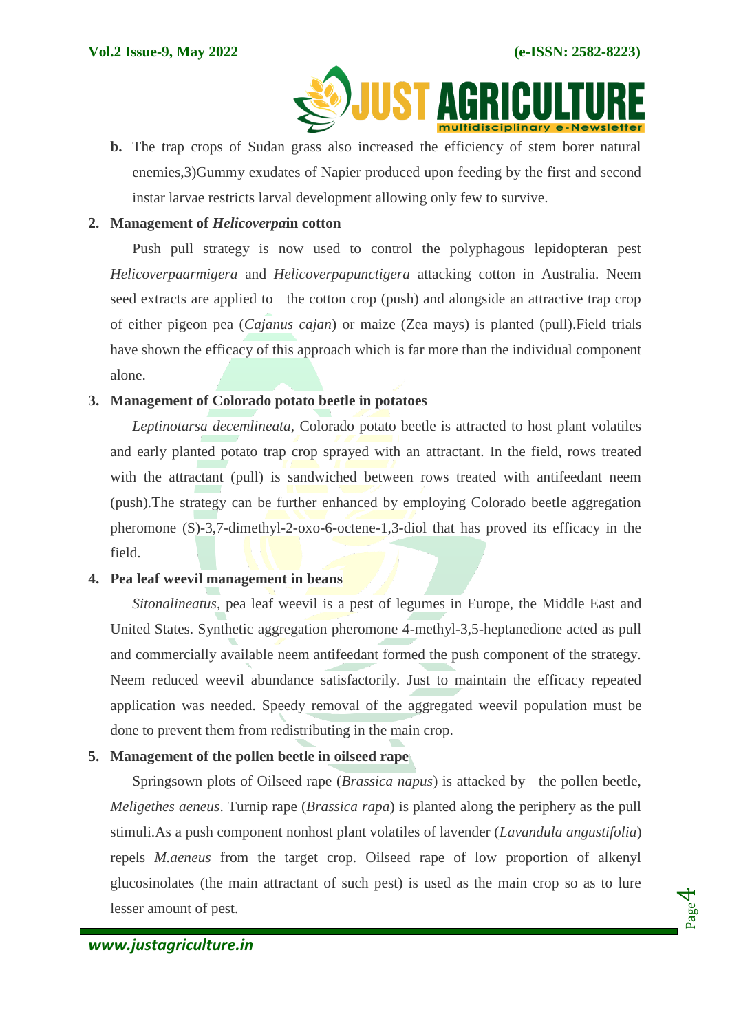**b.** The trap crops of Sudan grass also increased the efficiency of stem borer natural enemies,3)Gummy exudates of Napier produced upon feeding by the first and second instar larvae restricts larval development allowing only few to survive.

**2. Management of *Helicoverpa*in cotton**

Push pull strategy is now used to control the polyphagous lepidopteran pest *Helicoverpaarmigera* and *Helicoverpapunctigera* attacking cotton in Australia. Neem seed extracts are applied to the cotton crop (push) and alongside an attractive trap crop of either pigeon pea (*Cajanus cajan*) or maize (Zea mays) is planted (pull).Field trials have shown the efficacy of this approach which is far more than the individual component alone.

**3. Management of Colorado potato beetle in potatoes**

*Leptinotarsa decemlineata*, Colorado potato beetle is attracted to host plant volatiles and early planted potato trap crop sprayed with an attractant. In the field, rows treated with the attractant (pull) is sandwiched between rows treated with antifeedant neem (push).The strategy can be further enhanced by employing Colorado beetle aggregation pheromone (S)-3,7-dimethyl-2-oxo-6-octene-1,3-diol that has proved its efficacy in the field.

**4. Pea leaf weevil management in beans**

*Sitonalineatus*, pea leaf weevil is a pest of legumes in Europe, the Middle East and United States. Synthetic aggregation pheromone 4-methyl-3,5-heptanedione acted as pull and commercially available neem antifeedant formed the push component of the strategy. Neem reduced weevil abundance satisfactorily. Just to maintain the efficacy repeated application was needed. Speedy removal of the aggregated weevil population must be done to prevent them from redistributing in the main crop.

**5. Management of the pollen beetle in oilseed rape**

Springsown plots of Oilseed rape (*Brassica napus*) is attacked by the pollen beetle, *Meligethes aeneus*. Turnip rape (*Brassica rapa*) is planted along the periphery as the pull stimuli.As a push component nonhost plant volatiles of lavender (*Lavandula angustifolia*) repels *M.aeneus* from the target crop. Oilseed rape of low proportion of alkenyl glucosinolates (the main attractant of such pest) is used as the main crop so as to lure lesser amount of pest.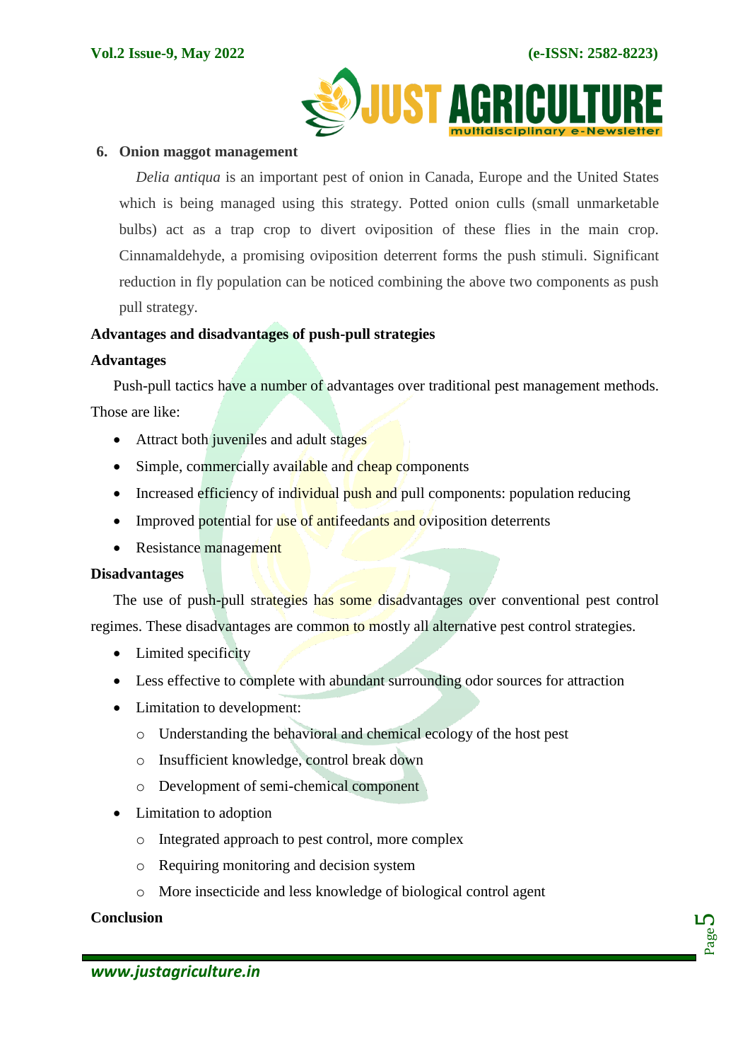6. **Onion maggot management**

   *Delia antiqua* is an important pest of onion in Canada, Europe and the United States which is being managed using this strategy. Potted onion culls (small unmarketable bulbs) act as a trap crop to divert oviposition of these flies in the main crop. Cinnamaldehyde, a promising oviposition deterrent forms the push stimuli. Significant reduction in fly population can be noticed combining the above two components as push pull strategy.

## Advantages and disadvantages of push-pull strategies

### Advantages

Push-pull tactics have a number of advantages over traditional pest management methods. Those are like:

- Attract both juveniles and adult stages
- Simple, commercially available and cheap components
- Increased efficiency of individual push and pull components: population reducing
- Improved potential for use of antifeedants and oviposition deterrents
- Resistance management

### Disadvantages

The use of push-pull strategies has some disadvantages over conventional pest control regimes. These disadvantages are common to mostly all alternative pest control strategies.

- Limited specificity
- Less effective to complete with abundant surrounding odor sources for attraction
- Limitation to development:
  - Understanding the behavioral and chemical ecology of the host pest
  - Insufficient knowledge, control break down
  - Development of semi-chemical component
- Limitation to adoption
  - Integrated approach to pest control, more complex
  - Requiring monitoring and decision system
  - More insecticide and less knowledge of biological control agent

## Conclusion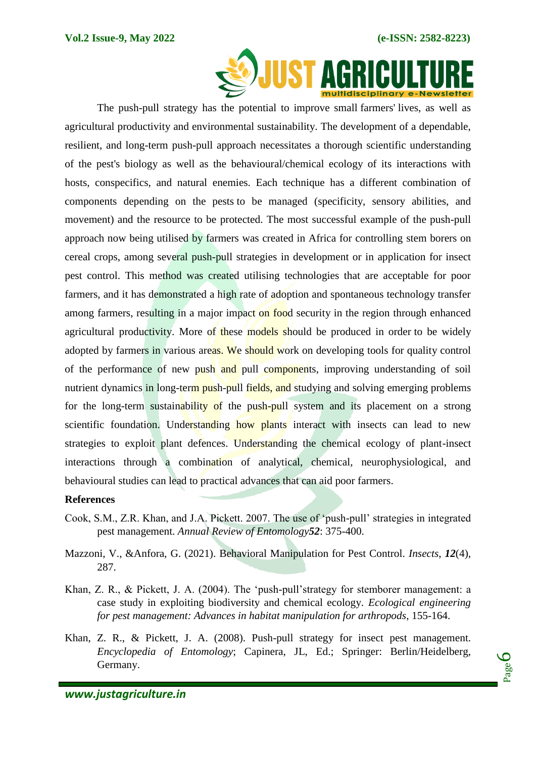The push-pull strategy has the potential to improve small farmers' lives, as well as agricultural productivity and environmental sustainability. The development of a dependable, resilient, and long-term push-pull approach necessitates a thorough scientific understanding of the pest's biology as well as the behavioural/chemical ecology of its interactions with hosts, conspecifics, and natural enemies. Each technique has a different combination of components depending on the pests to be managed (specificity, sensory abilities, and movement) and the resource to be protected. The most successful example of the push-pull approach now being utilised by farmers was created in Africa for controlling stem borers on cereal crops, among several push-pull strategies in development or in application for insect pest control. This method was created utilising technologies that are acceptable for poor farmers, and it has demonstrated a high rate of adoption and spontaneous technology transfer among farmers, resulting in a major impact on food security in the region through enhanced agricultural productivity. More of these models should be produced in order to be widely adopted by farmers in various areas. We should work on developing tools for quality control of the performance of new push and pull components, improving understanding of soil nutrient dynamics in long-term push-pull fields, and studying and solving emerging problems for the long-term sustainability of the push-pull system and its placement on a strong scientific foundation. Understanding how plants interact with insects can lead to new strategies to exploit plant defences. Understanding the chemical ecology of plant-insect interactions through a combination of analytical, chemical, neurophysiological, and behavioural studies can lead to practical advances that can aid poor farmers.

**References**

Cook, S.M., Z.R. Khan, and J.A. Pickett. 2007. The use of 'push-pull' strategies in integrated pest management. *Annual Review of Entomology* ***52***: 375-400.

Mazzoni, V., &Anfora, G. (2021). Behavioral Manipulation for Pest Control. *Insects*, ***12***(4), 287.

Khan, Z. R., & Pickett, J. A. (2004). The 'push-pull'strategy for stemborer management: a case study in exploiting biodiversity and chemical ecology. *Ecological engineering for pest management: Advances in habitat manipulation for arthropods*, 155-164.

Khan, Z. R., & Pickett, J. A. (2008). Push-pull strategy for insect pest management. *Encyclopedia of Entomology*; Capinera, JL, Ed.; Springer: Berlin/Heidelberg, Germany.